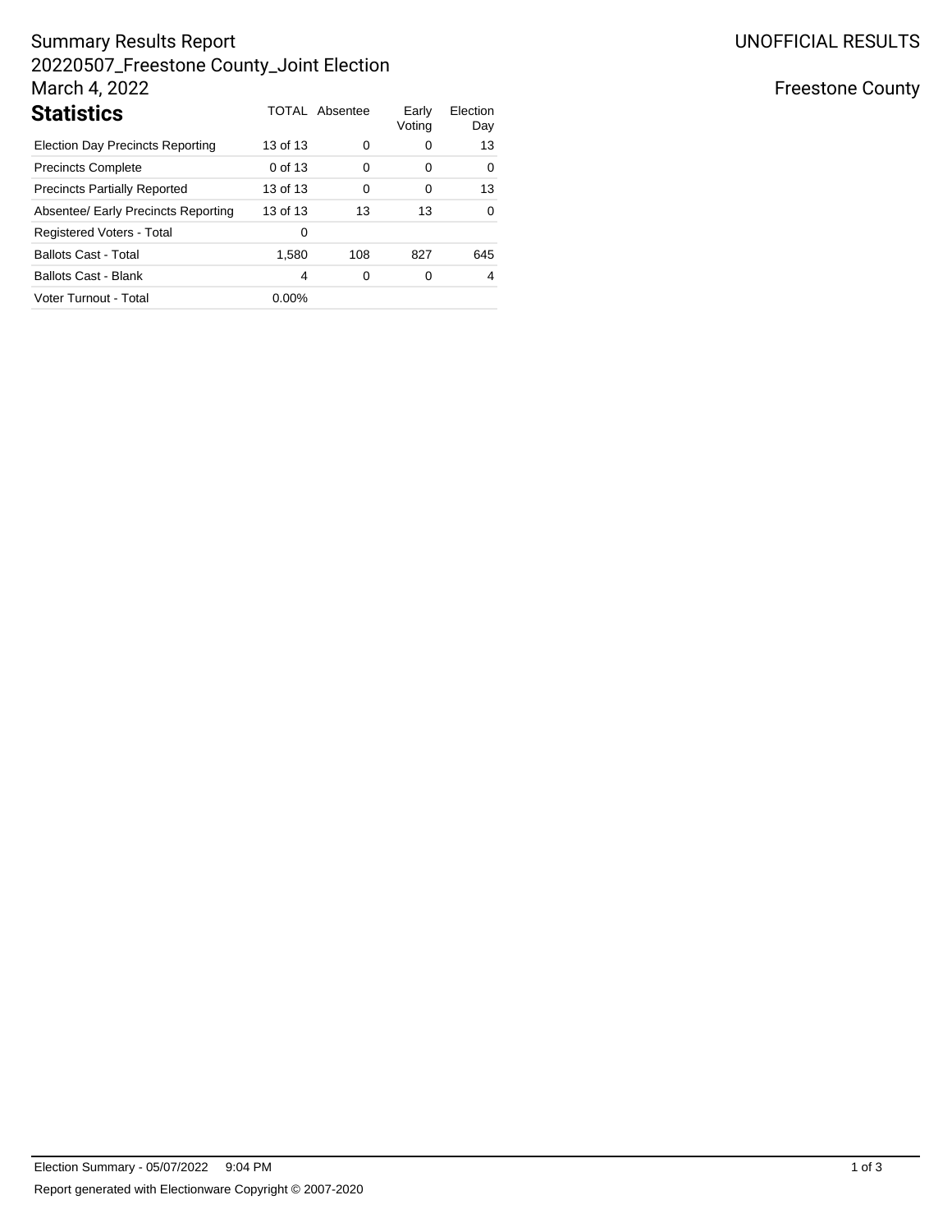# Summary Results Report
# 20220507_Freestone County_Joint Election
# March 4, 2022

UNOFFICIAL RESULTS

Freestone County

## Statistics

| Statistics | TOTAL | Absentee | Early Voting | Election Day |
|---|---|---|---|---|
| Election Day Precincts Reporting | 13 of 13 | 0 | 0 | 13 |
| Precincts Complete | 0 of 13 | 0 | 0 | 0 |
| Precincts Partially Reported | 13 of 13 | 0 | 0 | 13 |
| Absentee/ Early Precincts Reporting | 13 of 13 | 13 | 13 | 0 |
| Registered Voters - Total | 0 | | | |
| Ballots Cast - Total | 1,580 | 108 | 827 | 645 |
| Ballots Cast - Blank | 4 | 0 | 0 | 4 |
| Voter Turnout - Total | 0.00% | | | |

Election Summary - 05/07/2022 9:04 PM

Report generated with Electionware Copyright © 2007-2020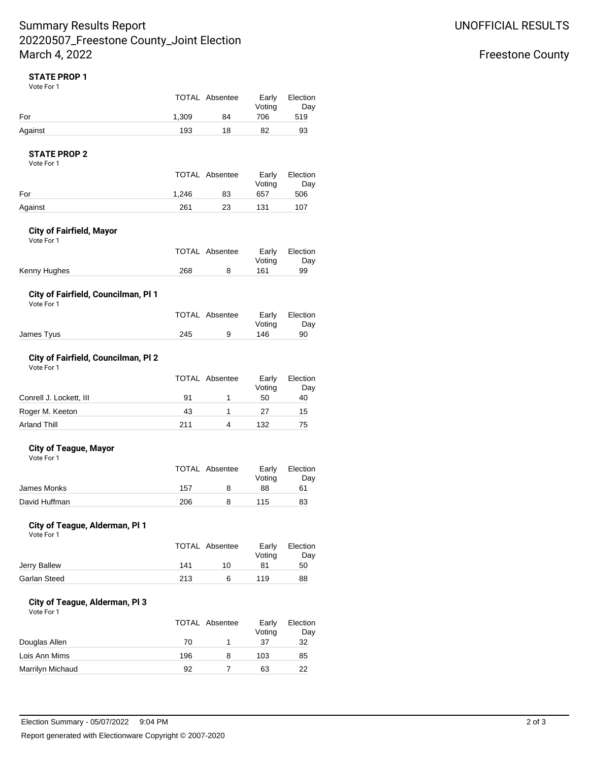# Summary Results Report
## 20220507_Freestone County_Joint Election
## March 4, 2022

UNOFFICIAL RESULTS

Freestone County

### STATE PROP 1

Vote For 1

| | TOTAL | Absentee | Early Voting | Election Day |
|---|---|---|---|---|
| For | 1,309 | 84 | 706 | 519 |
| Against | 193 | 18 | 82 | 93 |

### STATE PROP 2

Vote For 1

| | TOTAL | Absentee | Early Voting | Election Day |
|---|---|---|---|---|
| For | 1,246 | 83 | 657 | 506 |
| Against | 261 | 23 | 131 | 107 |

### City of Fairfield, Mayor

Vote For 1

| | TOTAL | Absentee | Early Voting | Election Day |
|---|---|---|---|---|
| Kenny Hughes | 268 | 8 | 161 | 99 |

### City of Fairfield, Councilman, Pl 1

Vote For 1

| | TOTAL | Absentee | Early Voting | Election Day |
|---|---|---|---|---|
| James Tyus | 245 | 9 | 146 | 90 |

### City of Fairfield, Councilman, Pl 2

Vote For 1

| | TOTAL | Absentee | Early Voting | Election Day |
|---|---|---|---|---|
| Conrell J. Lockett, III | 91 | 1 | 50 | 40 |
| Roger M. Keeton | 43 | 1 | 27 | 15 |
| Arland Thill | 211 | 4 | 132 | 75 |

### City of Teague, Mayor

Vote For 1

| | TOTAL | Absentee | Early Voting | Election Day |
|---|---|---|---|---|
| James Monks | 157 | 8 | 88 | 61 |
| David Huffman | 206 | 8 | 115 | 83 |

### City of Teague, Alderman, Pl 1

Vote For 1

| | TOTAL | Absentee | Early Voting | Election Day |
|---|---|---|---|---|
| Jerry Ballew | 141 | 10 | 81 | 50 |
| Garlan Steed | 213 | 6 | 119 | 88 |

### City of Teague, Alderman, Pl 3

Vote For 1

| | TOTAL | Absentee | Early Voting | Election Day |
|---|---|---|---|---|
| Douglas Allen | 70 | 1 | 37 | 32 |
| Lois Ann Mims | 196 | 8 | 103 | 85 |
| Marrilyn Michaud | 92 | 7 | 63 | 22 |

Election Summary - 05/07/2022 9:04 PM

Report generated with Electionware Copyright © 2007-2020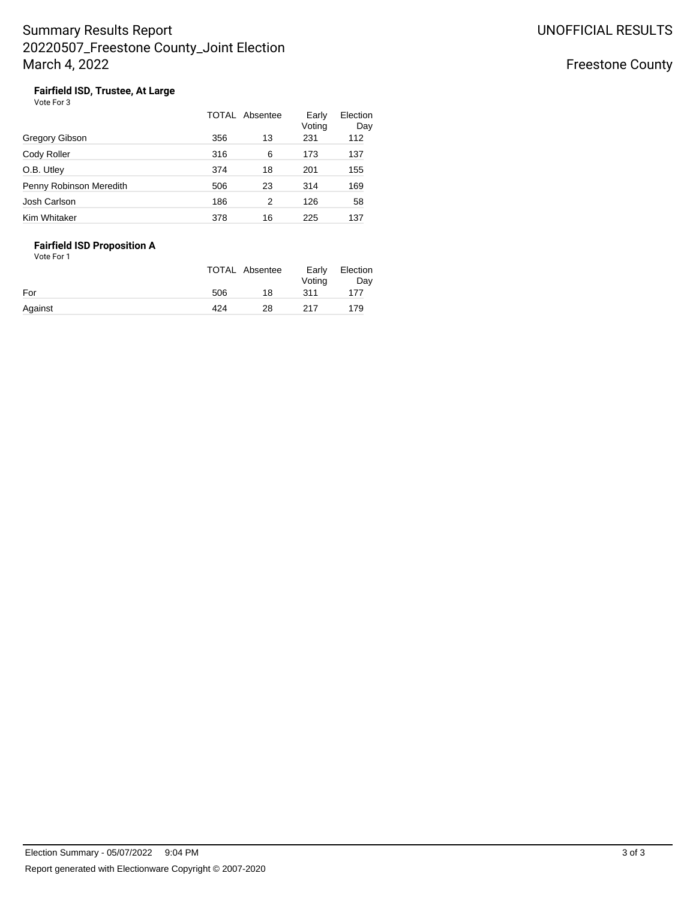# Summary Results Report
## 20220507_Freestone County_Joint Election
## March 4, 2022

UNOFFICIAL RESULTS

Freestone County

### Fairfield ISD, Trustee, At Large

Vote For 3

| | TOTAL | Absentee | Early Voting | Election Day |
|---|---|---|---|---|
| Gregory Gibson | 356 | 13 | 231 | 112 |
| Cody Roller | 316 | 6 | 173 | 137 |
| O.B. Utley | 374 | 18 | 201 | 155 |
| Penny Robinson Meredith | 506 | 23 | 314 | 169 |
| Josh Carlson | 186 | 2 | 126 | 58 |
| Kim Whitaker | 378 | 16 | 225 | 137 |

### Fairfield ISD Proposition A

Vote For 1

| | TOTAL | Absentee | Early Voting | Election Day |
|---|---|---|---|---|
| For | 506 | 18 | 311 | 177 |
| Against | 424 | 28 | 217 | 179 |

Election Summary - 05/07/2022 9:04 PM

Report generated with Electionware Copyright © 2007-2020